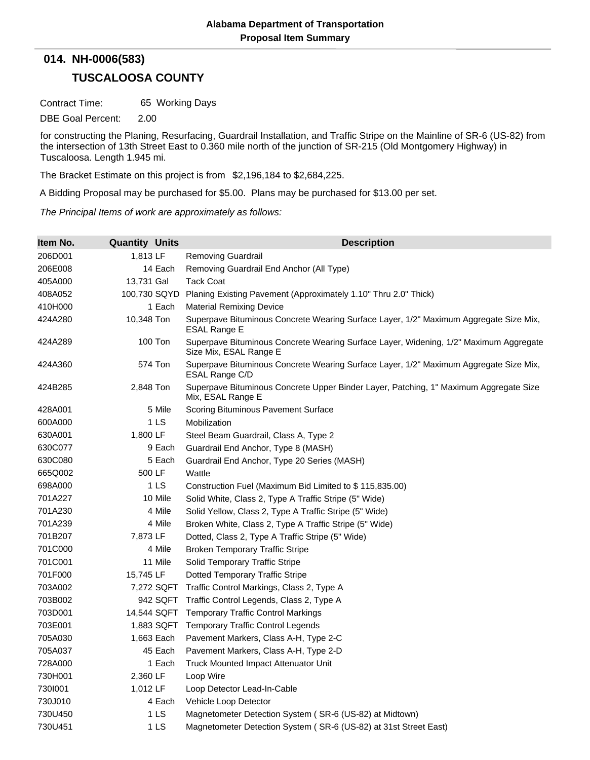**Alabama Department of Transportation**
**Proposal Item Summary**

## 014. NH-0006(583)

## TUSCALOOSA COUNTY

Contract Time: 65 Working Days

DBE Goal Percent: 2.00

for constructing the Planing, Resurfacing, Guardrail Installation, and Traffic Stripe on the Mainline of SR-6 (US-82) from the intersection of 13th Street East to 0.360 mile north of the junction of SR-215 (Old Montgomery Highway) in Tuscaloosa. Length 1.945 mi.

The Bracket Estimate on this project is from $2,196,184 to $2,684,225.

A Bidding Proposal may be purchased for $5.00. Plans may be purchased for $13.00 per set.

*The Principal Items of work are approximately as follows:*

| Item No. | Quantity | Units | Description |
|---|---|---|---|
| 206D001 | 1,813 | LF | Removing Guardrail |
| 206E008 | 14 | Each | Removing Guardrail End Anchor (All Type) |
| 405A000 | 13,731 | Gal | Tack Coat |
| 408A052 | 100,730 | SQYD | Planing Existing Pavement (Approximately 1.10" Thru 2.0" Thick) |
| 410H000 | 1 | Each | Material Remixing Device |
| 424A280 | 10,348 | Ton | Superpave Bituminous Concrete Wearing Surface Layer, 1/2" Maximum Aggregate Size Mix, ESAL Range E |
| 424A289 | 100 | Ton | Superpave Bituminous Concrete Wearing Surface Layer, Widening, 1/2" Maximum Aggregate Size Mix, ESAL Range E |
| 424A360 | 574 | Ton | Superpave Bituminous Concrete Wearing Surface Layer, 1/2" Maximum Aggregate Size Mix, ESAL Range C/D |
| 424B285 | 2,848 | Ton | Superpave Bituminous Concrete Upper Binder Layer, Patching, 1" Maximum Aggregate Size Mix, ESAL Range E |
| 428A001 | 5 | Mile | Scoring Bituminous Pavement Surface |
| 600A000 | 1 | LS | Mobilization |
| 630A001 | 1,800 | LF | Steel Beam Guardrail, Class A, Type 2 |
| 630C077 | 9 | Each | Guardrail End Anchor, Type 8 (MASH) |
| 630C080 | 5 | Each | Guardrail End Anchor, Type 20 Series (MASH) |
| 665Q002 | 500 | LF | Wattle |
| 698A000 | 1 | LS | Construction Fuel (Maximum Bid Limited to $ 115,835.00) |
| 701A227 | 10 | Mile | Solid White, Class 2, Type A Traffic Stripe (5" Wide) |
| 701A230 | 4 | Mile | Solid Yellow, Class 2, Type A Traffic Stripe (5" Wide) |
| 701A239 | 4 | Mile | Broken White, Class 2, Type A Traffic Stripe (5" Wide) |
| 701B207 | 7,873 | LF | Dotted, Class 2, Type A Traffic Stripe (5" Wide) |
| 701C000 | 4 | Mile | Broken Temporary Traffic Stripe |
| 701C001 | 11 | Mile | Solid Temporary Traffic Stripe |
| 701F000 | 15,745 | LF | Dotted Temporary Traffic Stripe |
| 703A002 | 7,272 | SQFT | Traffic Control Markings, Class 2, Type A |
| 703B002 | 942 | SQFT | Traffic Control Legends, Class 2, Type A |
| 703D001 | 14,544 | SQFT | Temporary Traffic Control Markings |
| 703E001 | 1,883 | SQFT | Temporary Traffic Control Legends |
| 705A030 | 1,663 | Each | Pavement Markers, Class A-H, Type 2-C |
| 705A037 | 45 | Each | Pavement Markers, Class A-H, Type 2-D |
| 728A000 | 1 | Each | Truck Mounted Impact Attenuator Unit |
| 730H001 | 2,360 | LF | Loop Wire |
| 730I001 | 1,012 | LF | Loop Detector Lead-In-Cable |
| 730J010 | 4 | Each | Vehicle Loop Detector |
| 730U450 | 1 | LS | Magnetometer Detection System ( SR-6 (US-82) at Midtown) |
| 730U451 | 1 | LS | Magnetometer Detection System ( SR-6 (US-82) at 31st Street East) |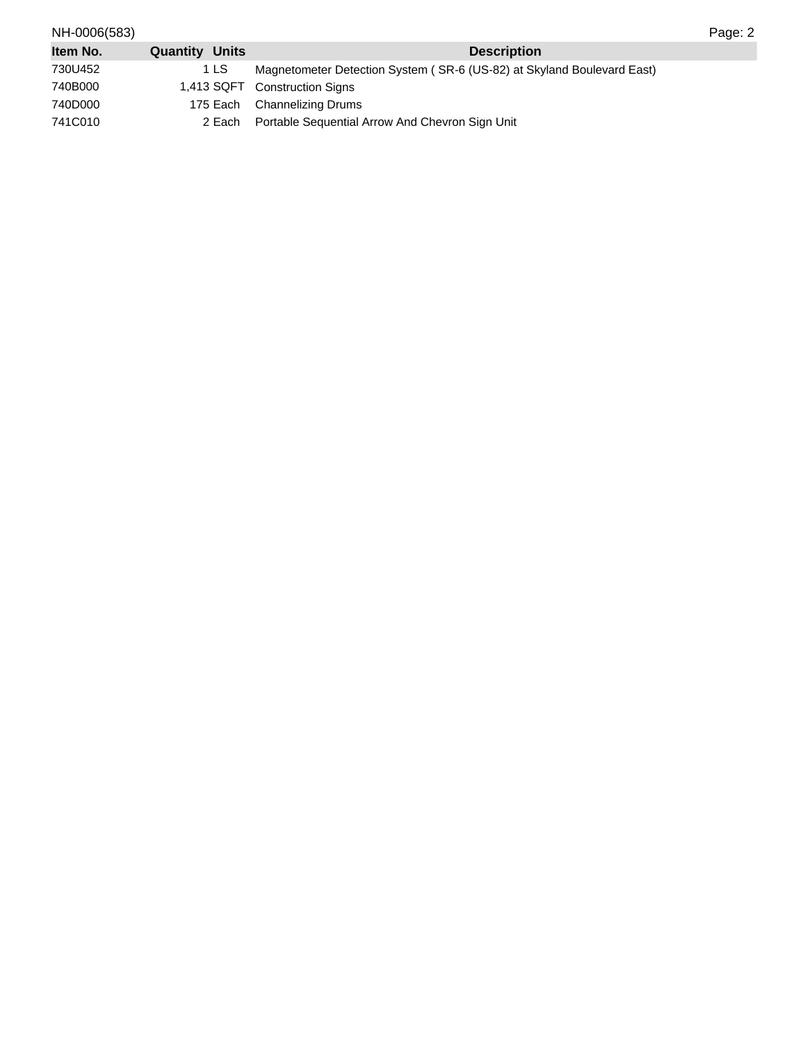| Item No. | Quantity | Units | Description |
|---|---|---|---|
| 730U452 | 1 | LS | Magnetometer Detection System ( SR-6 (US-82) at Skyland Boulevard East) |
| 740B000 | 1,413 | SQFT | Construction Signs |
| 740D000 | 175 | Each | Channelizing Drums |
| 741C010 | 2 | Each | Portable Sequential Arrow And Chevron Sign Unit |